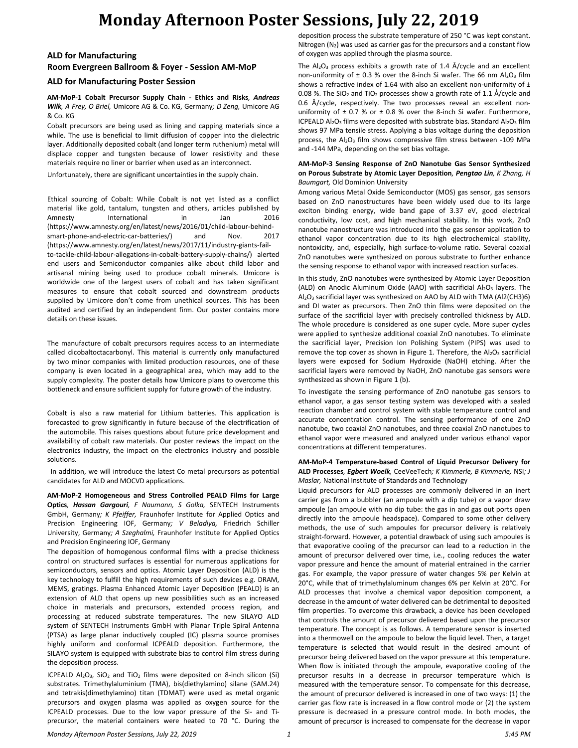# Monday Afternoon Poster Sessions, July 22, 2019

## ALD for Manufacturing
## Room Evergreen Ballroom & Foyer - Session AM-MoP
## ALD for Manufacturing Poster Session

**AM-MoP-1 Cobalt Precursor Supply Chain - Ethics and Risks**, ***Andreas Wilk**, A Frey, O Briel,* Umicore AG & Co. KG, Germany*; D Zeng,* Umicore AG & Co. KG

Cobalt precursors are being used as lining and capping materials since a while. The use is beneficial to limit diffusion of copper into the dielectric layer. Additionally deposited cobalt (and longer term ruthenium) metal will displace copper and tungsten because of lower resistivity and these materials require no liner or barrier when used as an interconnect.

Unfortunately, there are significant uncertainties in the supply chain.

Ethical sourcing of Cobalt: While Cobalt is not yet listed as a conflict material like gold, tantalum, tungsten and others, articles published by Amnesty International in Jan 2016 (https://www.amnesty.org/en/latest/news/2016/01/child-labour-behind-smart-phone-and-electric-car-batteries/) and Nov. 2017 (https://www.amnesty.org/en/latest/news/2017/11/industry-giants-fail-to-tackle-child-labour-allegations-in-cobalt-battery-supply-chains/) alerted end users and Semiconductor companies alike about child labor and artisanal mining being used to produce cobalt minerals. Umicore is worldwide one of the largest users of cobalt and has taken significant measures to ensure that cobalt sourced and downstream products supplied by Umicore don't come from unethical sources. This has been audited and certified by an independent firm. Our poster contains more details on these issues.

The manufacture of cobalt precursors requires access to an intermediate called dicobaltoctacarbonyl. This material is currently only manufactured by two minor companies with limited production resources, one of these company is even located in a geographical area, which may add to the supply complexity. The poster details how Umicore plans to overcome this bottleneck and ensure sufficient supply for future growth of the industry.

Cobalt is also a raw material for Lithium batteries. This application is forecasted to grow significantly in future because of the electrification of the automobile. This raises questions about future price development and availability of cobalt raw materials. Our poster reviews the impact on the electronics industry, the impact on the electronics industry and possible solutions.

In addition, we will introduce the latest Co metal precursors as potential candidates for ALD and MOCVD applications.

**AM-MoP-2 Homogeneous and Stress Controlled PEALD Films for Large Optics**, ***Hassan Gargouri**, F Naumann, S Golka,* SENTECH Instruments GmbH, Germany*; K Pfeiffer,* Fraunhofer Institute for Applied Optics and Precision Engineering IOF, Germany*; V Beladiya,* Friedrich Schiller University, Germany*; A Szeghalmi,* Fraunhofer Institute for Applied Optics and Precision Engineering IOF, Germany

The deposition of homogenous conformal films with a precise thickness control on structured surfaces is essential for numerous applications for semiconductors, sensors and optics. Atomic Layer Deposition (ALD) is the key technology to fulfill the high requirements of such devices e.g. DRAM, MEMS, gratings. Plasma Enhanced Atomic Layer Deposition (PEALD) is an extension of ALD that opens up new possibilities such as an increased choice in materials and precursors, extended process region, and processing at reduced substrate temperatures. The new SILAYO ALD system of SENTECH Instruments GmbH with Planar Triple Spiral Antenna (PTSA) as large planar inductively coupled (IC) plasma source promises highly uniform and conformal ICPEALD deposition. Furthermore, the SILAYO system is equipped with substrate bias to control film stress during the deposition process.

ICPEALD $Al_2O_3$, $SiO_2$ and $TiO_2$ films were deposited on 8-inch silicon (Si) substrates. Trimethylaluminium (TMA), bis(diethylamino) silane (SAM.24) and tetrakis(dimethylamino) titan (TDMAT) were used as metal organic precursors and oxygen plasma was applied as oxygen source for the ICPEALD processes. Due to the low vapor pressure of the Si- and Ti-precursor, the material containers were heated to 70 °C. During the deposition process the substrate temperature of 250 °C was kept constant. Nitrogen ($N_2$) was used as carrier gas for the precursors and a constant flow of oxygen was applied through the plasma source.

The $Al_2O_3$ process exhibits a growth rate of 1.4 Å/cycle and an excellent non-uniformity of ± 0.3 % over the 8-inch Si wafer. The 66 nm $Al_2O_3$ film shows a refractive index of 1.64 with also an excellent non-uniformity of ± 0.08 %. The $SiO_2$ and $TiO_2$ processes show a growth rate of 1.1 Å/cycle and 0.6 Å/cycle, respectively. The two processes reveal an excellent non-uniformity of ± 0.7 % or ± 0.8 % over the 8-inch Si wafer. Furthermore, ICPEALD $Al_2O_3$ films were deposited with substrate bias. Standard $Al_2O_3$ film shows 97 MPa tensile stress. Applying a bias voltage during the deposition process, the $Al_2O_3$ film shows compressive film stress between -109 MPa and -144 MPa, depending on the set bias voltage.

**AM-MoP-3 Sensing Response of ZnO Nanotube Gas Sensor Synthesized on Porous Substrate by Atomic Layer Deposition**, ***Pengtao Lin**, K Zhang, H Baumgart,* Old Dominion University

Among various Metal Oxide Semiconductor (MOS) gas sensor, gas sensors based on ZnO nanostructures have been widely used due to its large exciton binding energy, wide band gape of 3.37 eV, good electrical conductivity, low cost, and high mechanical stability. In this work, ZnO nanotube nanostructure was introduced into the gas sensor application to ethanol vapor concentration due to its high electrochemical stability, nontoxicity, and, especially, high surface-to-volume ratio. Several coaxial ZnO nanotubes were synthesized on porous substrate to further enhance the sensing response to ethanol vapor with increased reaction surfaces.

In this study, ZnO nanotubes were synthesized by Atomic Layer Deposition (ALD) on Anodic Aluminum Oxide (AAO) with sacrificial $Al_2O_3$ layers. The $Al_2O_3$ sacrificial layer was synthesized on AAO by ALD with TMA (Al2(CH3)6) and DI water as precursors. Then ZnO thin films were deposited on the surface of the sacrificial layer with precisely controlled thickness by ALD. The whole procedure is considered as one super cycle. More super cycles were applied to synthesize additional coaxial ZnO nanotubes. To eliminate the sacrificial layer, Precision Ion Polishing System (PIPS) was used to remove the top cover as shown in Figure 1. Therefore, the $Al_2O_3$ sacrificial layers were exposed for Sodium Hydroxide (NaOH) etching. After the sacrificial layers were removed by NaOH, ZnO nanotube gas sensors were synthesized as shown in Figure 1 (b).

To investigate the sensing performance of ZnO nanotube gas sensors to ethanol vapor, a gas sensor testing system was developed with a sealed reaction chamber and control system with stable temperature control and accurate concentration control. The sensing performance of one ZnO nanotube, two coaxial ZnO nanotubes, and three coaxial ZnO nanotubes to ethanol vapor were measured and analyzed under various ethanol vapor concentrations at different temperatures.

**AM-MoP-4 Temperature-based Control of Liquid Precursor Delivery for ALD Processes**, ***Egbert Woelk**,* CeeVeeTech*; K Kimmerle, B Kimmerle,* NSI*; J Maslar,* National Institute of Standards and Technology

Liquid precursors for ALD processes are commonly delivered in an inert carrier gas from a bubbler (an ampoule with a dip tube) or a vapor draw ampoule (an ampoule with no dip tube: the gas in and gas out ports open directly into the ampoule headspace). Compared to some other delivery methods, the use of such ampoules for precursor delivery is relatively straight-forward. However, a potential drawback of using such ampoules is that evaporative cooling of the precursor can lead to a reduction in the amount of precursor delivered over time, i.e., cooling reduces the water vapor pressure and hence the amount of material entrained in the carrier gas. For example, the vapor pressure of water changes 5% per Kelvin at 20°C, while that of trimethylaluminum changes 6% per Kelvin at 20°C. For ALD processes that involve a chemical vapor deposition component, a decrease in the amount of water delivered can be detrimental to deposited film properties. To overcome this drawback, a device has been developed that controls the amount of precursor delivered based upon the precursor temperature. The concept is as follows. A temperature sensor is inserted into a thermowell on the ampoule to below the liquid level. Then, a target temperature is selected that would result in the desired amount of precursor being delivered based on the vapor pressure at this temperature. When flow is initiated through the ampoule, evaporative cooling of the precursor results in a decrease in precursor temperature which is measured with the temperature sensor. To compensate for this decrease, the amount of precursor delivered is increased in one of two ways: (1) the carrier gas flow rate is increased in a flow control mode or (2) the system pressure is decreased in a pressure control mode. In both modes, the amount of precursor is increased to compensate for the decrease in vapor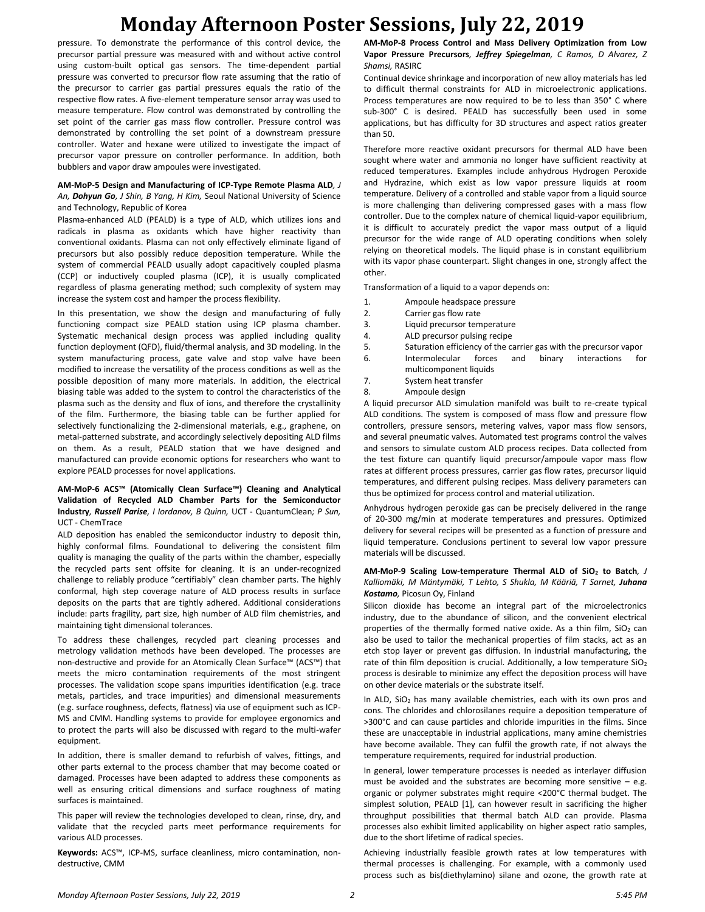pressure. To demonstrate the performance of this control device, the precursor partial pressure was measured with and without active control using custom-built optical gas sensors. The time-dependent partial pressure was converted to precursor flow rate assuming that the ratio of the precursor to carrier gas partial pressures equals the ratio of the respective flow rates. A five-element temperature sensor array was used to measure temperature. Flow control was demonstrated by controlling the set point of the carrier gas mass flow controller. Pressure control was demonstrated by controlling the set point of a downstream pressure controller. Water and hexane were utilized to investigate the impact of precursor vapor pressure on controller performance. In addition, both bubblers and vapor draw ampoules were investigated.

**AM-MoP-5 Design and Manufacturing of ICP-Type Remote Plasma ALD**, *J An, **Dohyun Go**, J Shin, B Yang, H Kim,* Seoul National University of Science and Technology, Republic of Korea

Plasma-enhanced ALD (PEALD) is a type of ALD, which utilizes ions and radicals in plasma as oxidants which have higher reactivity than conventional oxidants. Plasma can not only effectively eliminate ligand of precursors but also possibly reduce deposition temperature. While the system of commercial PEALD usually adopt capacitively coupled plasma (CCP) or inductively coupled plasma (ICP), it is usually complicated regardless of plasma generating method; such complexity of system may increase the system cost and hamper the process flexibility.

In this presentation, we show the design and manufacturing of fully functioning compact size PEALD station using ICP plasma chamber. Systematic mechanical design process was applied including quality function deployment (QFD), fluid/thermal analysis, and 3D modeling. In the system manufacturing process, gate valve and stop valve have been modified to increase the versatility of the process conditions as well as the possible deposition of many more materials. In addition, the electrical biasing table was added to the system to control the characteristics of the plasma such as the density and flux of ions, and therefore the crystallinity of the film. Furthermore, the biasing table can be further applied for selectively functionalizing the 2-dimensional materials, e.g., graphene, on metal-patterned substrate, and accordingly selectively depositing ALD films on them. As a result, PEALD station that we have designed and manufactured can provide economic options for researchers who want to explore PEALD processes for novel applications.

**AM-MoP-6 ACS™ (Atomically Clean Surface™) Cleaning and Analytical Validation of Recycled ALD Chamber Parts for the Semiconductor Industry**, ***Russell Parise**, I Iordanov, B Quinn,* UCT - QuantumClean*; P Sun,* UCT - ChemTrace

ALD deposition has enabled the semiconductor industry to deposit thin, highly conformal films. Foundational to delivering the consistent film quality is managing the quality of the parts within the chamber, especially the recycled parts sent offsite for cleaning. It is an under-recognized challenge to reliably produce "certifiably" clean chamber parts. The highly conformal, high step coverage nature of ALD process results in surface deposits on the parts that are tightly adhered. Additional considerations include: parts fragility, part size, high number of ALD film chemistries, and maintaining tight dimensional tolerances.

To address these challenges, recycled part cleaning processes and metrology validation methods have been developed. The processes are non-destructive and provide for an Atomically Clean Surface™ (ACS™) that meets the micro contamination requirements of the most stringent processes. The validation scope spans impurities identification (e.g. trace metals, particles, and trace impurities) and dimensional measurements (e.g. surface roughness, defects, flatness) via use of equipment such as ICP-MS and CMM. Handling systems to provide for employee ergonomics and to protect the parts will also be discussed with regard to the multi-wafer equipment.

In addition, there is smaller demand to refurbish of valves, fittings, and other parts external to the process chamber that may become coated or damaged. Processes have been adapted to address these components as well as ensuring critical dimensions and surface roughness of mating surfaces is maintained.

This paper will review the technologies developed to clean, rinse, dry, and validate that the recycled parts meet performance requirements for various ALD processes.

**Keywords:** ACS™, ICP-MS, surface cleanliness, micro contamination, non-destructive, CMM

**AM-MoP-8 Process Control and Mass Delivery Optimization from Low Vapor Pressure Precursors***, **Jeffrey Spiegelman**, C Ramos, D Alvarez, Z Shamsi,* RASIRC

Continual device shrinkage and incorporation of new alloy materials has led to difficult thermal constraints for ALD in microelectronic applications. Process temperatures are now required to be to less than 350° C where sub-300° C is desired. PEALD has successfully been used in some applications, but has difficulty for 3D structures and aspect ratios greater than 50.

Therefore more reactive oxidant precursors for thermal ALD have been sought where water and ammonia no longer have sufficient reactivity at reduced temperatures. Examples include anhydrous Hydrogen Peroxide and Hydrazine, which exist as low vapor pressure liquids at room temperature. Delivery of a controlled and stable vapor from a liquid source is more challenging than delivering compressed gases with a mass flow controller. Due to the complex nature of chemical liquid-vapor equilibrium, it is difficult to accurately predict the vapor mass output of a liquid precursor for the wide range of ALD operating conditions when solely relying on theoretical models. The liquid phase is in constant equilibrium with its vapor phase counterpart. Slight changes in one, strongly affect the other.

Transformation of a liquid to a vapor depends on:

1. Ampoule headspace pressure
2. Carrier gas flow rate
3. Liquid precursor temperature
4. ALD precursor pulsing recipe
5. Saturation efficiency of the carrier gas with the precursor vapor
6. Intermolecular forces and binary interactions for multicomponent liquids
7. System heat transfer
8. Ampoule design

A liquid precursor ALD simulation manifold was built to re-create typical ALD conditions. The system is composed of mass flow and pressure flow controllers, pressure sensors, metering valves, vapor mass flow sensors, and several pneumatic valves. Automated test programs control the valves and sensors to simulate custom ALD process recipes. Data collected from the test fixture can quantify liquid precursor/ampoule vapor mass flow rates at different process pressures, carrier gas flow rates, precursor liquid temperatures, and different pulsing recipes. Mass delivery parameters can thus be optimized for process control and material utilization.

Anhydrous hydrogen peroxide gas can be precisely delivered in the range of 20-300 mg/min at moderate temperatures and pressures. Optimized delivery for several recipes will be presented as a function of pressure and liquid temperature. Conclusions pertinent to several low vapor pressure materials will be discussed.

**AM-MoP-9 Scaling Low-temperature Thermal ALD of $SiO_2$ to Batch***, J Kalliomäki, M Mäntymäki, T Lehto, S Shukla, M Kääriä, T Sarnet, **Juhana Kostamo**,* Picosun Oy, Finland

Silicon dioxide has become an integral part of the microelectronics industry, due to the abundance of silicon, and the convenient electrical properties of the thermally formed native oxide. As a thin film, $SiO_2$ can also be used to tailor the mechanical properties of film stacks, act as an etch stop layer or prevent gas diffusion. In industrial manufacturing, the rate of thin film deposition is crucial. Additionally, a low temperature $SiO_2$ process is desirable to minimize any effect the deposition process will have on other device materials or the substrate itself.

In ALD, $SiO_2$ has many available chemistries, each with its own pros and cons. The chlorides and chlorosilanes require a deposition temperature of >300°C and can cause particles and chloride impurities in the films. Since these are unacceptable in industrial applications, many amine chemistries have become available. They can fulfil the growth rate, if not always the temperature requirements, required for industrial production.

In general, lower temperature processes is needed as interlayer diffusion must be avoided and the substrates are becoming more sensitive – e.g. organic or polymer substrates might require <200°C thermal budget. The simplest solution, PEALD [1], can however result in sacrificing the higher throughput possibilities that thermal batch ALD can provide. Plasma processes also exhibit limited applicability on higher aspect ratio samples, due to the short lifetime of radical species.

Achieving industrially feasible growth rates at low temperatures with thermal processes is challenging. For example, with a commonly used process such as bis(diethylamino) silane and ozone, the growth rate at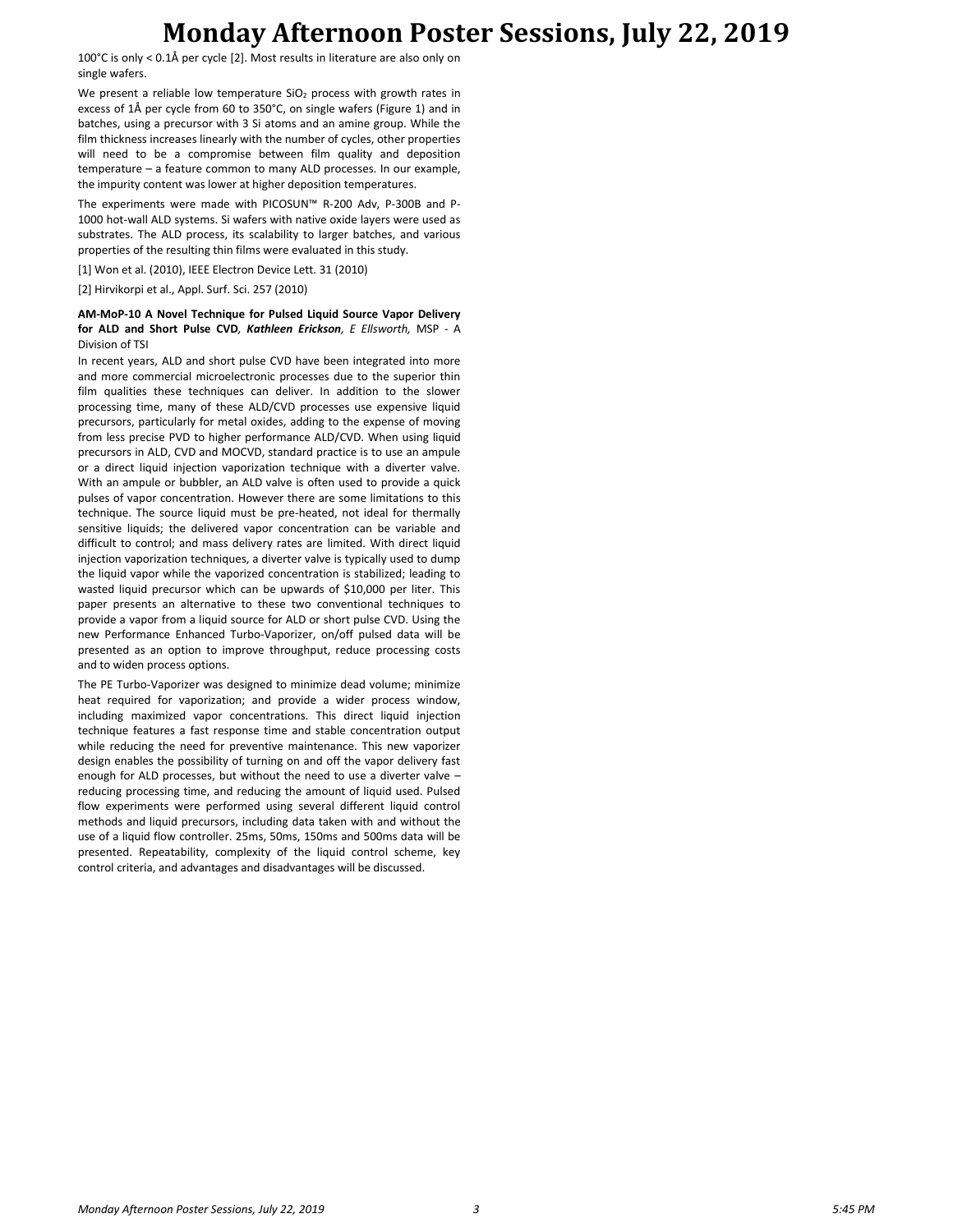100°C is only < 0.1Å per cycle [2]. Most results in literature are also only on single wafers.

We present a reliable low temperature $SiO_2$ process with growth rates in excess of 1Å per cycle from 60 to 350°C, on single wafers (Figure 1) and in batches, using a precursor with 3 Si atoms and an amine group. While the film thickness increases linearly with the number of cycles, other properties will need to be a compromise between film quality and deposition temperature – a feature common to many ALD processes. In our example, the impurity content was lower at higher deposition temperatures.

The experiments were made with PICOSUN™ R-200 Adv, P-300B and P-1000 hot-wall ALD systems. Si wafers with native oxide layers were used as substrates. The ALD process, its scalability to larger batches, and various properties of the resulting thin films were evaluated in this study.

[1] Won et al. (2010), IEEE Electron Device Lett. 31 (2010)

[2] Hirvikorpi et al., Appl. Surf. Sci. 257 (2010)

**AM-MoP-10 A Novel Technique for Pulsed Liquid Source Vapor Delivery for ALD and Short Pulse CVD**, ***Kathleen Erickson***, *E Ellsworth,* MSP - A Division of TSI

In recent years, ALD and short pulse CVD have been integrated into more and more commercial microelectronic processes due to the superior thin film qualities these techniques can deliver. In addition to the slower processing time, many of these ALD/CVD processes use expensive liquid precursors, particularly for metal oxides, adding to the expense of moving from less precise PVD to higher performance ALD/CVD. When using liquid precursors in ALD, CVD and MOCVD, standard practice is to use an ampule or a direct liquid injection vaporization technique with a diverter valve. With an ampule or bubbler, an ALD valve is often used to provide a quick pulses of vapor concentration. However there are some limitations to this technique. The source liquid must be pre-heated, not ideal for thermally sensitive liquids; the delivered vapor concentration can be variable and difficult to control; and mass delivery rates are limited. With direct liquid injection vaporization techniques, a diverter valve is typically used to dump the liquid vapor while the vaporized concentration is stabilized; leading to wasted liquid precursor which can be upwards of $10,000 per liter. This paper presents an alternative to these two conventional techniques to provide a vapor from a liquid source for ALD or short pulse CVD. Using the new Performance Enhanced Turbo-Vaporizer, on/off pulsed data will be presented as an option to improve throughput, reduce processing costs and to widen process options.

The PE Turbo-Vaporizer was designed to minimize dead volume; minimize heat required for vaporization; and provide a wider process window, including maximized vapor concentrations. This direct liquid injection technique features a fast response time and stable concentration output while reducing the need for preventive maintenance. This new vaporizer design enables the possibility of turning on and off the vapor delivery fast enough for ALD processes, but without the need to use a diverter valve – reducing processing time, and reducing the amount of liquid used. Pulsed flow experiments were performed using several different liquid control methods and liquid precursors, including data taken with and without the use of a liquid flow controller. 25ms, 50ms, 150ms and 500ms data will be presented. Repeatability, complexity of the liquid control scheme, key control criteria, and advantages and disadvantages will be discussed.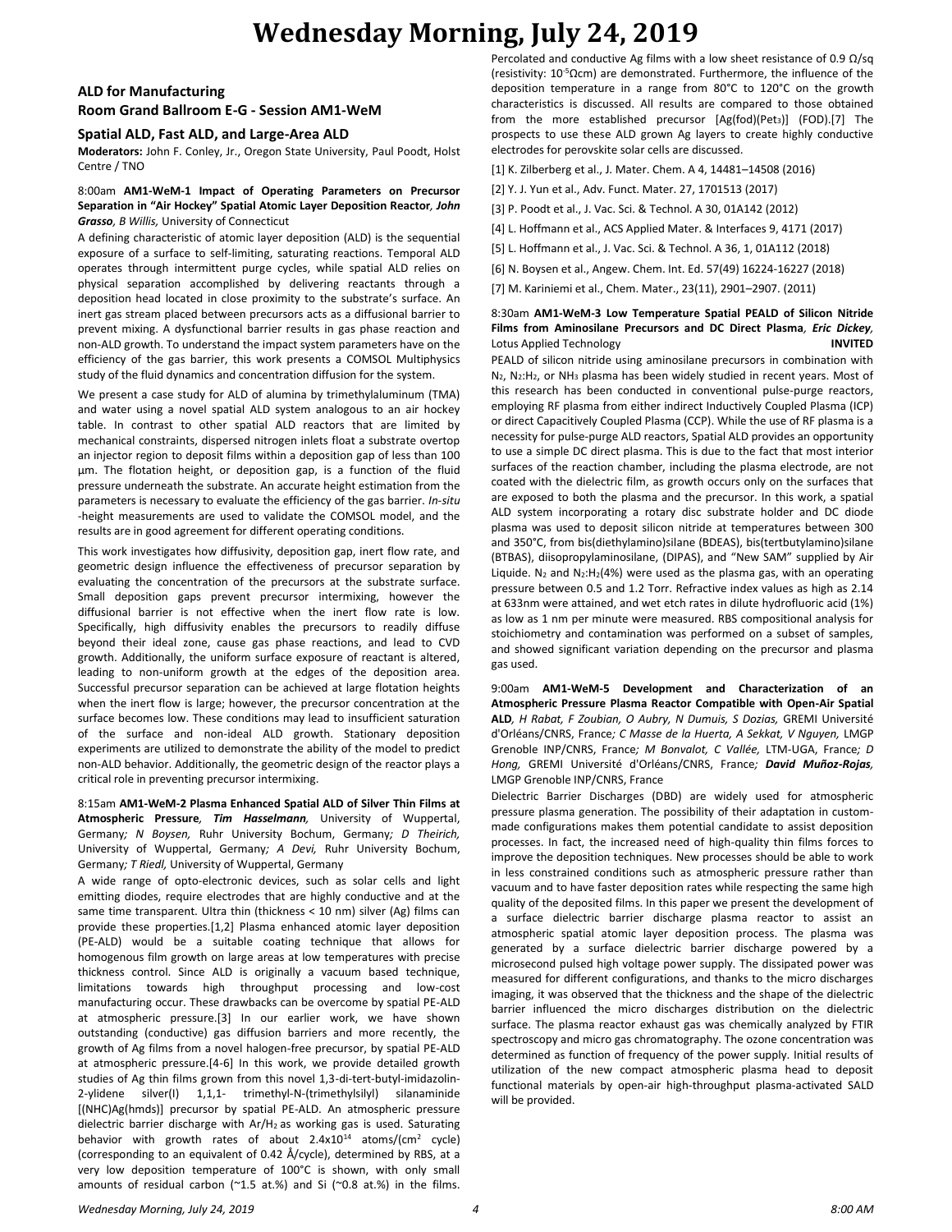# Wednesday Morning, July 24, 2019

## ALD for Manufacturing

## Room Grand Ballroom E-G - Session AM1-WeM

### Spatial ALD, Fast ALD, and Large-Area ALD

**Moderators:** John F. Conley, Jr., Oregon State University, Paul Poodt, Holst Centre / TNO

8:00am **AM1-WeM-1 Impact of Operating Parameters on Precursor Separation in "Air Hockey" Spatial Atomic Layer Deposition Reactor***, **John Grasso**, B Willis,* University of Connecticut

A defining characteristic of atomic layer deposition (ALD) is the sequential exposure of a surface to self-limiting, saturating reactions. Temporal ALD operates through intermittent purge cycles, while spatial ALD relies on physical separation accomplished by delivering reactants through a deposition head located in close proximity to the substrate's surface. An inert gas stream placed between precursors acts as a diffusional barrier to prevent mixing. A dysfunctional barrier results in gas phase reaction and non-ALD growth. To understand the impact system parameters have on the efficiency of the gas barrier, this work presents a COMSOL Multiphysics study of the fluid dynamics and concentration diffusion for the system.

We present a case study for ALD of alumina by trimethylaluminum (TMA) and water using a novel spatial ALD system analogous to an air hockey table. In contrast to other spatial ALD reactors that are limited by mechanical constraints, dispersed nitrogen inlets float a substrate overtop an injector region to deposit films within a deposition gap of less than 100 µm. The flotation height, or deposition gap, is a function of the fluid pressure underneath the substrate. An accurate height estimation from the parameters is necessary to evaluate the efficiency of the gas barrier. *In-situ* -height measurements are used to validate the COMSOL model, and the results are in good agreement for different operating conditions.

This work investigates how diffusivity, deposition gap, inert flow rate, and geometric design influence the effectiveness of precursor separation by evaluating the concentration of the precursors at the substrate surface. Small deposition gaps prevent precursor intermixing, however the diffusional barrier is not effective when the inert flow rate is low. Specifically, high diffusivity enables the precursors to readily diffuse beyond their ideal zone, cause gas phase reactions, and lead to CVD growth. Additionally, the uniform surface exposure of reactant is altered, leading to non-uniform growth at the edges of the deposition area. Successful precursor separation can be achieved at large flotation heights when the inert flow is large; however, the precursor concentration at the surface becomes low. These conditions may lead to insufficient saturation of the surface and non-ideal ALD growth. Stationary deposition experiments are utilized to demonstrate the ability of the model to predict non-ALD behavior. Additionally, the geometric design of the reactor plays a critical role in preventing precursor intermixing.

8:15am **AM1-WeM-2 Plasma Enhanced Spatial ALD of Silver Thin Films at Atmospheric Pressure***, **Tim Hasselmann**, University of Wuppertal, Germany; N Boysen, Ruhr University Bochum, Germany; D Theirich, University of Wuppertal, Germany; A Devi, Ruhr University Bochum, Germany; T Riedl, University of Wuppertal, Germany*

A wide range of opto-electronic devices, such as solar cells and light emitting diodes, require electrodes that are highly conductive and at the same time transparent. Ultra thin (thickness < 10 nm) silver (Ag) films can provide these properties.[1,2] Plasma enhanced atomic layer deposition (PE-ALD) would be a suitable coating technique that allows for homogenous film growth on large areas at low temperatures with precise thickness control. Since ALD is originally a vacuum based technique, limitations towards high throughput processing and low-cost manufacturing occur. These drawbacks can be overcome by spatial PE-ALD at atmospheric pressure.[3] In our earlier work, we have shown outstanding (conductive) gas diffusion barriers and more recently, the growth of Ag films from a novel halogen-free precursor, by spatial PE-ALD at atmospheric pressure.[4-6] In this work, we provide detailed growth studies of Ag thin films grown from this novel 1,3-di-tert-butyl-imidazolin-2-ylidene silver(I) 1,1,1- trimethyl-N-(trimethylsilyl) silanaminide [(NHC)Ag(hmds)] precursor by spatial PE-ALD. An atmospheric pressure dielectric barrier discharge with Ar/$H_2$ as working gas is used. Saturating behavior with growth rates of about $2.4 \times 10^{14}$ atoms/(cm$^2$ cycle) (corresponding to an equivalent of 0.42 Å/cycle), determined by RBS, at a very low deposition temperature of 100°C is shown, with only small amounts of residual carbon (~1.5 at.%) and Si (~0.8 at.%) in the films. Percolated and conductive Ag films with a low sheet resistance of 0.9 Ω/sq (resistivity: $10^{-5}$Ωcm) are demonstrated. Furthermore, the influence of the deposition temperature in a range from 80°C to 120°C on the growth characteristics is discussed. All results are compared to those obtained from the more established precursor [Ag(fod)(Pet$_3$)] (FOD).[7] The prospects to use these ALD grown Ag layers to create highly conductive electrodes for perovskite solar cells are discussed.

[1] K. Zilberberg et al., J. Mater. Chem. A 4, 14481–14508 (2016)

[2] Y. J. Yun et al., Adv. Funct. Mater. 27, 1701513 (2017)

[3] P. Poodt et al., J. Vac. Sci. & Technol. A 30, 01A142 (2012)

[4] L. Hoffmann et al., ACS Applied Mater. & Interfaces 9, 4171 (2017)

[5] L. Hoffmann et al., J. Vac. Sci. & Technol. A 36, 1, 01A112 (2018)

[6] N. Boysen et al., Angew. Chem. Int. Ed. 57(49) 16224-16227 (2018)

[7] M. Kariniemi et al., Chem. Mater., 23(11), 2901–2907. (2011)

8:30am **AM1-WeM-3 Low Temperature Spatial PEALD of Silicon Nitride Films from Aminosilane Precursors and DC Direct Plasma***, **Eric Dickey**, Lotus Applied Technology* **INVITED**

PEALD of silicon nitride using aminosilane precursors in combination with $N_2$, $N_2$:$H_2$, or $NH_3$ plasma has been widely studied in recent years. Most of this research has been conducted in conventional pulse-purge reactors, employing RF plasma from either indirect Inductively Coupled Plasma (ICP) or direct Capacitively Coupled Plasma (CCP). While the use of RF plasma is a necessity for pulse-purge ALD reactors, Spatial ALD provides an opportunity to use a simple DC direct plasma. This is due to the fact that most interior surfaces of the reaction chamber, including the plasma electrode, are not coated with the dielectric film, as growth occurs only on the surfaces that are exposed to both the plasma and the precursor. In this work, a spatial ALD system incorporating a rotary disc substrate holder and DC diode plasma was used to deposit silicon nitride at temperatures between 300 and 350°C, from bis(diethylamino)silane (BDEAS), bis(tertbutylamino)silane (BTBAS), diisopropylaminosilane, (DIPAS), and "New SAM" supplied by Air Liquide. $N_2$ and $N_2$:$H_2$(4%) were used as the plasma gas, with an operating pressure between 0.5 and 1.2 Torr. Refractive index values as high as 2.14 at 633nm were attained, and wet etch rates in dilute hydrofluoric acid (1%) as low as 1 nm per minute were measured. RBS compositional analysis for stoichiometry and contamination was performed on a subset of samples, and showed significant variation depending on the precursor and plasma gas used.

9:00am **AM1-WeM-5 Development and Characterization of an Atmospheric Pressure Plasma Reactor Compatible with Open-Air Spatial ALD***, H Rabat, F Zoubian, O Aubry, N Dumuis, S Dozias, GREMI Université d'Orléans/CNRS, France; C Masse de la Huerta, A Sekkat, V Nguyen, LMGP Grenoble INP/CNRS, France; M Bonvalot, C Vallée, LTM-UGA, France; D Hong, GREMI Université d'Orléans/CNRS, France; **David Muñoz-Rojas**, LMGP Grenoble INP/CNRS, France*

Dielectric Barrier Discharges (DBD) are widely used for atmospheric pressure plasma generation. The possibility of their adaptation in custom-made configurations makes them potential candidate to assist deposition processes. In fact, the increased need of high-quality thin films forces to improve the deposition techniques. New processes should be able to work in less constrained conditions such as atmospheric pressure rather than vacuum and to have faster deposition rates while respecting the same high quality of the deposited films. In this paper we present the development of a surface dielectric barrier discharge plasma reactor to assist an atmospheric spatial atomic layer deposition process. The plasma was generated by a surface dielectric barrier discharge powered by a microsecond pulsed high voltage power supply. The dissipated power was measured for different configurations, and thanks to the micro discharges imaging, it was observed that the thickness and the shape of the dielectric barrier influenced the micro discharges distribution on the dielectric surface. The plasma reactor exhaust gas was chemically analyzed by FTIR spectroscopy and micro gas chromatography. The ozone concentration was determined as function of frequency of the power supply. Initial results of utilization of the new compact atmospheric plasma head to deposit functional materials by open-air high-throughput plasma-activated SALD will be provided.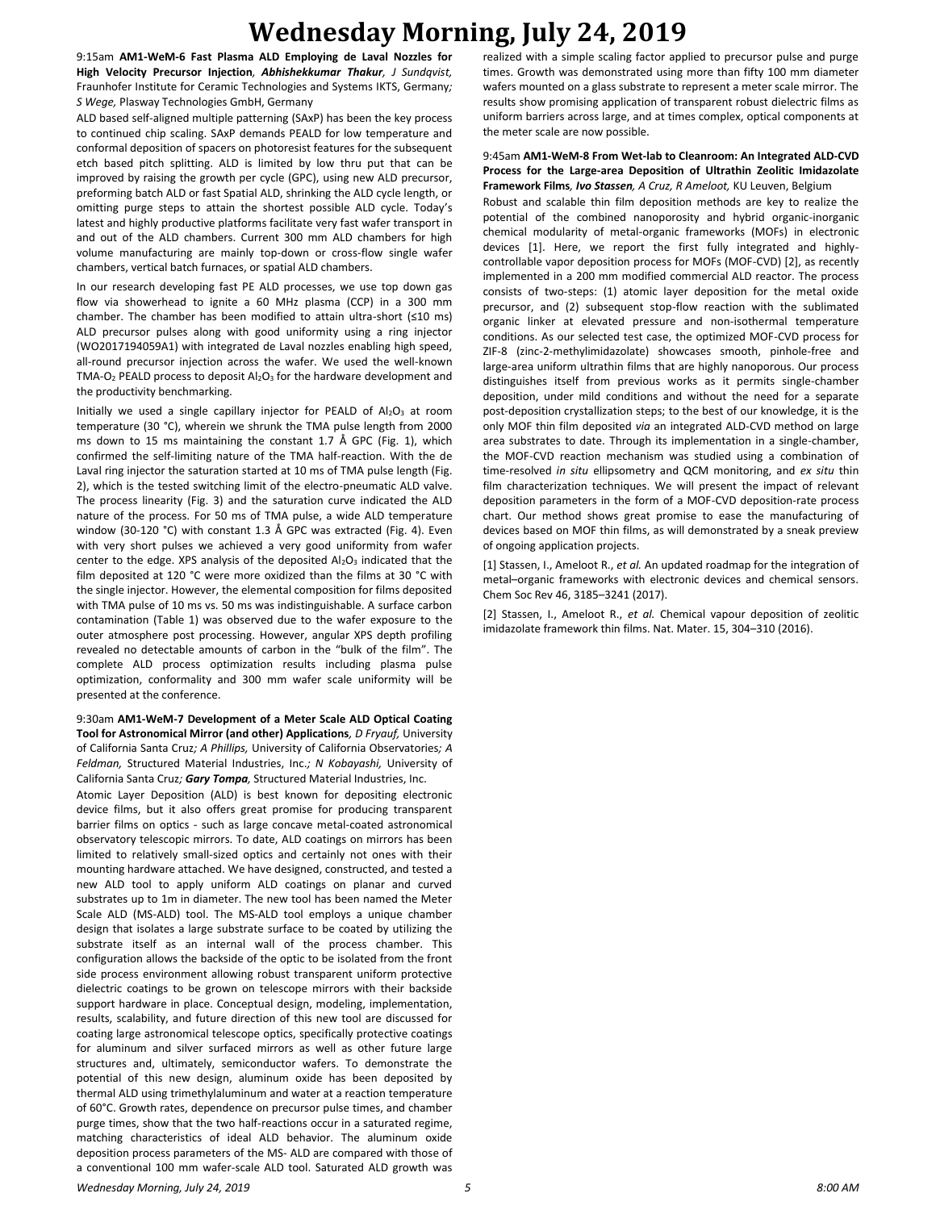9:15am **AM1-WeM-6 Fast Plasma ALD Employing de Laval Nozzles for High Velocity Precursor Injection**, ***Abhishekkumar Thakur***, *J Sundqvist,* Fraunhofer Institute for Ceramic Technologies and Systems IKTS, Germany*; S Wege,* Plasway Technologies GmbH, Germany

ALD based self-aligned multiple patterning (SAxP) has been the key process to continued chip scaling. SAxP demands PEALD for low temperature and conformal deposition of spacers on photoresist features for the subsequent etch based pitch splitting. ALD is limited by low thru put that can be improved by raising the growth per cycle (GPC), using new ALD precursor, preforming batch ALD or fast Spatial ALD, shrinking the ALD cycle length, or omitting purge steps to attain the shortest possible ALD cycle. Today's latest and highly productive platforms facilitate very fast wafer transport in and out of the ALD chambers. Current 300 mm ALD chambers for high volume manufacturing are mainly top-down or cross-flow single wafer chambers, vertical batch furnaces, or spatial ALD chambers.

In our research developing fast PE ALD processes, we use top down gas flow via showerhead to ignite a 60 MHz plasma (CCP) in a 300 mm chamber. The chamber has been modified to attain ultra-short (≤10 ms) ALD precursor pulses along with good uniformity using a ring injector (WO2017194059A1) with integrated de Laval nozzles enabling high speed, all-round precursor injection across the wafer. We used the well-known TMA-$O_2$ PEALD process to deposit $Al_2O_3$ for the hardware development and the productivity benchmarking.

Initially we used a single capillary injector for PEALD of $Al_2O_3$ at room temperature (30 °C), wherein we shrunk the TMA pulse length from 2000 ms down to 15 ms maintaining the constant 1.7 Å GPC (Fig. 1), which confirmed the self-limiting nature of the TMA half-reaction. With the de Laval ring injector the saturation started at 10 ms of TMA pulse length (Fig. 2), which is the tested switching limit of the electro-pneumatic ALD valve. The process linearity (Fig. 3) and the saturation curve indicated the ALD nature of the process. For 50 ms of TMA pulse, a wide ALD temperature window (30-120 °C) with constant 1.3 Å GPC was extracted (Fig. 4). Even with very short pulses we achieved a very good uniformity from wafer center to the edge. XPS analysis of the deposited $Al_2O_3$ indicated that the film deposited at 120 °C were more oxidized than the films at 30 °C with the single injector. However, the elemental composition for films deposited with TMA pulse of 10 ms vs. 50 ms was indistinguishable. A surface carbon contamination (Table 1) was observed due to the wafer exposure to the outer atmosphere post processing. However, angular XPS depth profiling revealed no detectable amounts of carbon in the "bulk of the film". The complete ALD process optimization results including plasma pulse optimization, conformality and 300 mm wafer scale uniformity will be presented at the conference.

9:30am **AM1-WeM-7 Development of a Meter Scale ALD Optical Coating Tool for Astronomical Mirror (and other) Applications**, *D Fryauf,* University of California Santa Cruz*; A Phillips,* University of California Observatories*; A Feldman,* Structured Material Industries, Inc.*; N Kobayashi,* University of California Santa Cruz*;* ***Gary Tompa,*** Structured Material Industries, Inc.

Atomic Layer Deposition (ALD) is best known for depositing electronic device films, but it also offers great promise for producing transparent barrier films on optics - such as large concave metal-coated astronomical observatory telescopic mirrors. To date, ALD coatings on mirrors has been limited to relatively small-sized optics and certainly not ones with their mounting hardware attached. We have designed, constructed, and tested a new ALD tool to apply uniform ALD coatings on planar and curved substrates up to 1m in diameter. The new tool has been named the Meter Scale ALD (MS-ALD) tool. The MS-ALD tool employs a unique chamber design that isolates a large substrate surface to be coated by utilizing the substrate itself as an internal wall of the process chamber. This configuration allows the backside of the optic to be isolated from the front side process environment allowing robust transparent uniform protective dielectric coatings to be grown on telescope mirrors with their backside support hardware in place. Conceptual design, modeling, implementation, results, scalability, and future direction of this new tool are discussed for coating large astronomical telescope optics, specifically protective coatings for aluminum and silver surfaced mirrors as well as other future large structures and, ultimately, semiconductor wafers. To demonstrate the potential of this new design, aluminum oxide has been deposited by thermal ALD using trimethylaluminum and water at a reaction temperature of 60°C. Growth rates, dependence on precursor pulse times, and chamber purge times, show that the two half-reactions occur in a saturated regime, matching characteristics of ideal ALD behavior. The aluminum oxide deposition process parameters of the MS- ALD are compared with those of a conventional 100 mm wafer-scale ALD tool. Saturated ALD growth was realized with a simple scaling factor applied to precursor pulse and purge times. Growth was demonstrated using more than fifty 100 mm diameter wafers mounted on a glass substrate to represent a meter scale mirror. The results show promising application of transparent robust dielectric films as uniform barriers across large, and at times complex, optical components at the meter scale are now possible.

9:45am **AM1-WeM-8 From Wet-lab to Cleanroom: An Integrated ALD-CVD Process for the Large-area Deposition of Ultrathin Zeolitic Imidazolate Framework Films**, ***Ivo Stassen****, A Cruz, R Ameloot,* KU Leuven, Belgium

Robust and scalable thin film deposition methods are key to realize the potential of the combined nanoporosity and hybrid organic-inorganic chemical modularity of metal-organic frameworks (MOFs) in electronic devices [1]. Here, we report the first fully integrated and highly-controllable vapor deposition process for MOFs (MOF-CVD) [2], as recently implemented in a 200 mm modified commercial ALD reactor. The process consists of two-steps: (1) atomic layer deposition for the metal oxide precursor, and (2) subsequent stop-flow reaction with the sublimated organic linker at elevated pressure and non-isothermal temperature conditions. As our selected test case, the optimized MOF-CVD process for ZIF-8 (zinc-2-methylimidazolate) showcases smooth, pinhole-free and large-area uniform ultrathin films that are highly nanoporous. Our process distinguishes itself from previous works as it permits single-chamber deposition, under mild conditions and without the need for a separate post-deposition crystallization steps; to the best of our knowledge, it is the only MOF thin film deposited *via* an integrated ALD-CVD method on large area substrates to date. Through its implementation in a single-chamber, the MOF-CVD reaction mechanism was studied using a combination of time-resolved *in situ* ellipsometry and QCM monitoring, and *ex situ* thin film characterization techniques. We will present the impact of relevant deposition parameters in the form of a MOF-CVD deposition-rate process chart. Our method shows great promise to ease the manufacturing of devices based on MOF thin films, as will demonstrated by a sneak preview of ongoing application projects.

[1] Stassen, I., Ameloot R., *et al.* An updated roadmap for the integration of metal–organic frameworks with electronic devices and chemical sensors. Chem Soc Rev 46, 3185–3241 (2017).

[2] Stassen, I., Ameloot R., *et al.* Chemical vapour deposition of zeolitic imidazolate framework thin films. Nat. Mater. 15, 304–310 (2016).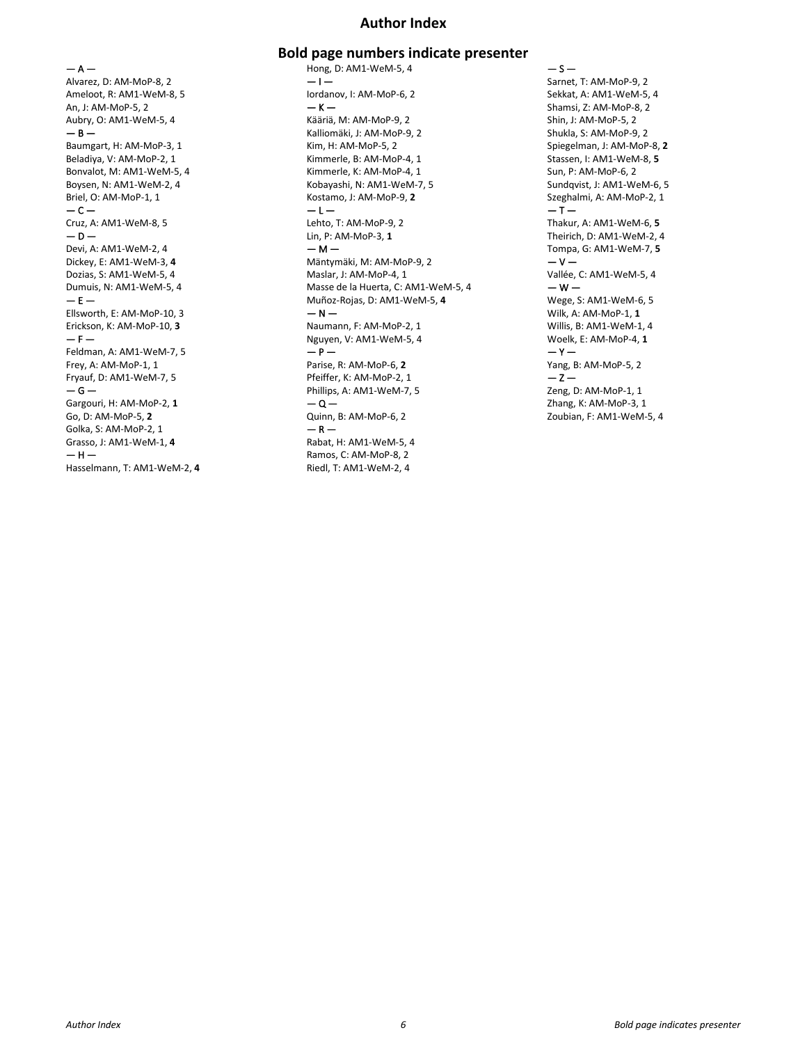# Author Index

## Bold page numbers indicate presenter

— A —
Alvarez, D: AM-MoP-8, 2
Ameloot, R: AM1-WeM-8, 5
An, J: AM-MoP-5, 2
Aubry, O: AM1-WeM-5, 4

— B —
Baumgart, H: AM-MoP-3, 1
Beladiya, V: AM-MoP-2, 1
Bonvalot, M: AM1-WeM-5, 4
Boysen, N: AM1-WeM-2, 4
Briel, O: AM-MoP-1, 1

— C —
Cruz, A: AM1-WeM-8, 5

— D —
Devi, A: AM1-WeM-2, 4
Dickey, E: AM1-WeM-3, **4**
Dozias, S: AM1-WeM-5, 4
Dumuis, N: AM1-WeM-5, 4

— E —
Ellsworth, E: AM-MoP-10, 3
Erickson, K: AM-MoP-10, **3**

— F —
Feldman, A: AM1-WeM-7, 5
Frey, A: AM-MoP-1, 1
Fryauf, D: AM1-WeM-7, 5

— G —
Gargouri, H: AM-MoP-2, **1**
Go, D: AM-MoP-5, **2**
Golka, S: AM-MoP-2, 1
Grasso, J: AM1-WeM-1, **4**

— H —
Hasselmann, T: AM1-WeM-2, **4**
Hong, D: AM1-WeM-5, 4

— I —
Iordanov, I: AM-MoP-6, 2

— K —
Kääriä, M: AM-MoP-9, 2
Kalliomäki, J: AM-MoP-9, 2
Kim, H: AM-MoP-5, 2
Kimmerle, B: AM-MoP-4, 1
Kimmerle, K: AM-MoP-4, 1
Kobayashi, N: AM1-WeM-7, 5
Kostamo, J: AM-MoP-9, **2**

— L —
Lehto, T: AM-MoP-9, 2
Lin, P: AM-MoP-3, **1**

— M —
Mäntymäki, M: AM-MoP-9, 2
Maslar, J: AM-MoP-4, 1
Masse de la Huerta, C: AM1-WeM-5, 4
Muñoz-Rojas, D: AM1-WeM-5, **4**

— N —
Naumann, F: AM-MoP-2, 1
Nguyen, V: AM1-WeM-5, 4

— P —
Parise, R: AM-MoP-6, **2**
Pfeiffer, K: AM-MoP-2, 1
Phillips, A: AM1-WeM-7, 5

— Q —
Quinn, B: AM-MoP-6, 2

— R —
Rabat, H: AM1-WeM-5, 4
Ramos, C: AM-MoP-8, 2
Riedl, T: AM1-WeM-2, 4

— S —
Sarnet, T: AM-MoP-9, 2
Sekkat, A: AM1-WeM-5, 4
Shamsi, Z: AM-MoP-8, 2
Shin, J: AM-MoP-5, 2
Shukla, S: AM-MoP-9, 2
Spiegelman, J: AM-MoP-8, **2**
Stassen, I: AM1-WeM-8, **5**
Sun, P: AM-MoP-6, 2
Sundqvist, J: AM1-WeM-6, 5
Szeghalmi, A: AM-MoP-2, 1

— T —
Thakur, A: AM1-WeM-6, **5**
Theirich, D: AM1-WeM-2, 4
Tompa, G: AM1-WeM-7, **5**

— V —
Vallée, C: AM1-WeM-5, 4

— W —
Wege, S: AM1-WeM-6, 5
Wilk, A: AM-MoP-1, **1**
Willis, B: AM1-WeM-1, 4
Woelk, E: AM-MoP-4, **1**

— Y —
Yang, B: AM-MoP-5, 2

— Z —
Zeng, D: AM-MoP-1, 1
Zhang, K: AM-MoP-3, 1
Zoubian, F: AM1-WeM-5, 4